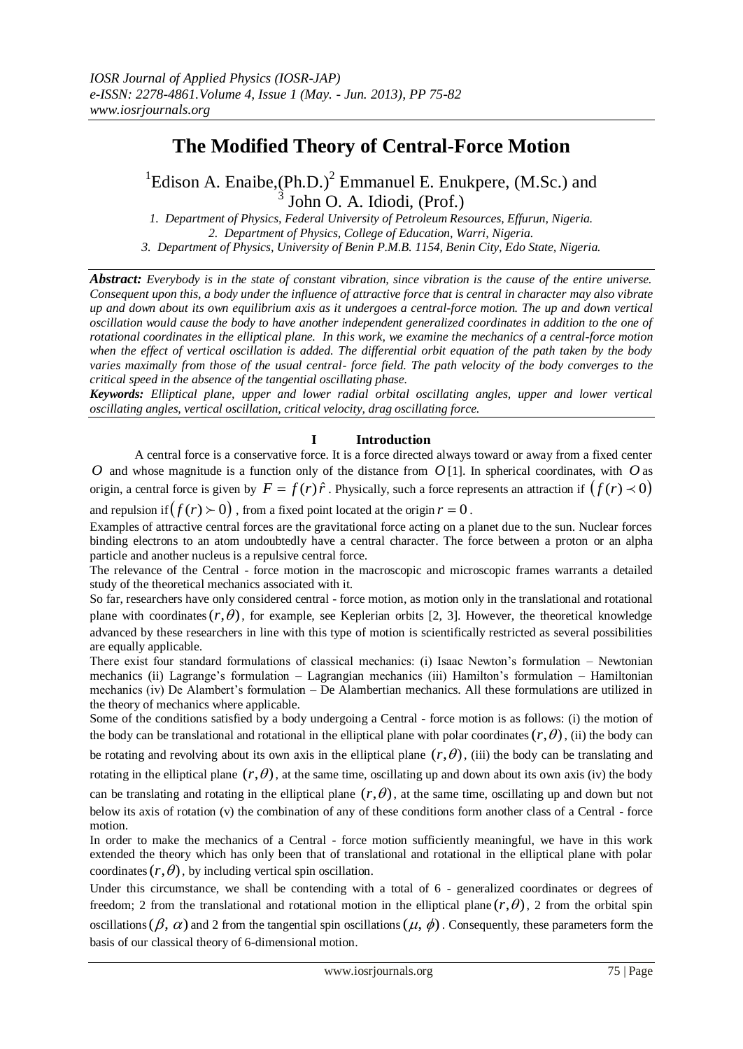# The Modified Theory of Central-Force Motion

[1]Edison A. Enaibe,(Ph.D.)[2] Emmanuel E. Enukpere, (M.Sc.) and [3] John O. A. Idiodi, (Prof.)

*1. Department of Physics, Federal University of Petroleum Resources, Effurun, Nigeria.*
*2. Department of Physics, College of Education, Warri, Nigeria.*
*3. Department of Physics, University of Benin P.M.B. 1154, Benin City, Edo State, Nigeria.*

***Abstract:*** *Everybody is in the state of constant vibration, since vibration is the cause of the entire universe. Consequent upon this, a body under the influence of attractive force that is central in character may also vibrate up and down about its own equilibrium axis as it undergoes a central-force motion. The up and down vertical oscillation would cause the body to have another independent generalized coordinates in addition to the one of rotational coordinates in the elliptical plane. In this work, we examine the mechanics of a central-force motion when the effect of vertical oscillation is added. The differential orbit equation of the path taken by the body varies maximally from those of the usual central- force field. The path velocity of the body converges to the critical speed in the absence of the tangential oscillating phase.*

***Keywords:*** *Elliptical plane, upper and lower radial orbital oscillating angles, upper and lower vertical oscillating angles, vertical oscillation, critical velocity, drag oscillating force.*

## I Introduction

A central force is a conservative force. It is a force directed always toward or away from a fixed center $O$ and whose magnitude is a function only of the distance from $O$ [1]. In spherical coordinates, with $O$ as origin, a central force is given by $F = f(r)\hat{r}$. Physically, such a force represents an attraction if $\left(f(r) \prec 0\right)$ and repulsion if $\left(f(r) \succ 0\right)$, from a fixed point located at the origin $r = 0$.

Examples of attractive central forces are the gravitational force acting on a planet due to the sun. Nuclear forces binding electrons to an atom undoubtedly have a central character. The force between a proton or an alpha particle and another nucleus is a repulsive central force.

The relevance of the Central - force motion in the macroscopic and microscopic frames warrants a detailed study of the theoretical mechanics associated with it.

So far, researchers have only considered central - force motion, as motion only in the translational and rotational plane with coordinates $(r,\theta)$, for example, see Keplerian orbits [2, 3]. However, the theoretical knowledge advanced by these researchers in line with this type of motion is scientifically restricted as several possibilities are equally applicable.

There exist four standard formulations of classical mechanics: (i) Isaac Newton's formulation – Newtonian mechanics (ii) Lagrange's formulation – Lagrangian mechanics (iii) Hamilton's formulation – Hamiltonian mechanics (iv) De Alambert's formulation – De Alambertian mechanics. All these formulations are utilized in the theory of mechanics where applicable.

Some of the conditions satisfied by a body undergoing a Central - force motion is as follows: (i) the motion of the body can be translational and rotational in the elliptical plane with polar coordinates $(r,\theta)$, (ii) the body can be rotating and revolving about its own axis in the elliptical plane $(r,\theta)$, (iii) the body can be translating and rotating in the elliptical plane $(r,\theta)$, at the same time, oscillating up and down about its own axis (iv) the body can be translating and rotating in the elliptical plane $(r,\theta)$, at the same time, oscillating up and down but not below its axis of rotation (v) the combination of any of these conditions form another class of a Central - force motion.

In order to make the mechanics of a Central - force motion sufficiently meaningful, we have in this work extended the theory which has only been that of translational and rotational in the elliptical plane with polar coordinates $(r,\theta)$, by including vertical spin oscillation.

Under this circumstance, we shall be contending with a total of 6 - generalized coordinates or degrees of freedom; 2 from the translational and rotational motion in the elliptical plane $(r,\theta)$, 2 from the orbital spin oscillations $(\beta,\ \alpha)$ and 2 from the tangential spin oscillations $(\mu,\ \phi)$. Consequently, these parameters form the basis of our classical theory of 6-dimensional motion.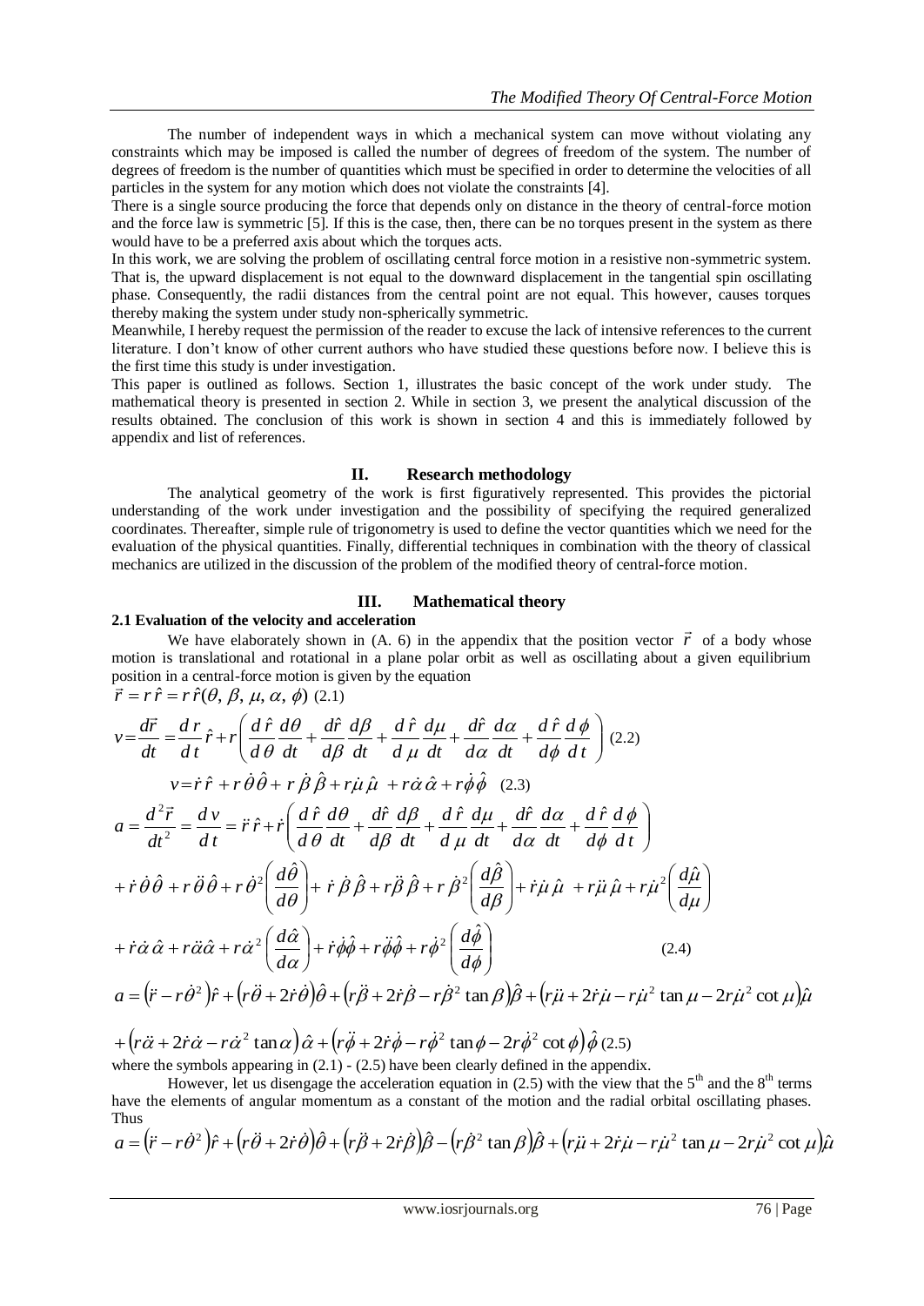The number of independent ways in which a mechanical system can move without violating any constraints which may be imposed is called the number of degrees of freedom of the system. The number of degrees of freedom is the number of quantities which must be specified in order to determine the velocities of all particles in the system for any motion which does not violate the constraints [4].

There is a single source producing the force that depends only on distance in the theory of central-force motion and the force law is symmetric [5]. If this is the case, then, there can be no torques present in the system as there would have to be a preferred axis about which the torques acts.

In this work, we are solving the problem of oscillating central force motion in a resistive non-symmetric system. That is, the upward displacement is not equal to the downward displacement in the tangential spin oscillating phase. Consequently, the radii distances from the central point are not equal. This however, causes torques thereby making the system under study non-spherically symmetric.

Meanwhile, I hereby request the permission of the reader to excuse the lack of intensive references to the current literature. I don't know of other current authors who have studied these questions before now. I believe this is the first time this study is under investigation.

This paper is outlined as follows. Section 1, illustrates the basic concept of the work under study. The mathematical theory is presented in section 2. While in section 3, we present the analytical discussion of the results obtained. The conclusion of this work is shown in section 4 and this is immediately followed by appendix and list of references.

## II. Research methodology

The analytical geometry of the work is first figuratively represented. This provides the pictorial understanding of the work under investigation and the possibility of specifying the required generalized coordinates. Thereafter, simple rule of trigonometry is used to define the vector quantities which we need for the evaluation of the physical quantities. Finally, differential techniques in combination with the theory of classical mechanics are utilized in the discussion of the problem of the modified theory of central-force motion.

## III. Mathematical theory

### 2.1 Evaluation of the velocity and acceleration

We have elaborately shown in (A. 6) in the appendix that the position vector $\vec{r}$ of a body whose motion is translational and rotational in a plane polar orbit as well as oscillating about a given equilibrium position in a central-force motion is given by the equation

$$\vec{r} = r\hat{r} = r\hat{r}(\theta, \beta, \mu, \alpha, \phi) \quad (2.1)$$

$$v = \frac{d\vec{r}}{dt} = \frac{dr}{dt}\hat{r} + r\left(\frac{d\hat{r}}{d\theta}\frac{d\theta}{dt} + \frac{d\hat{r}}{d\beta}\frac{d\beta}{dt} + \frac{d\hat{r}}{d\mu}\frac{d\mu}{dt} + \frac{d\hat{r}}{d\alpha}\frac{d\alpha}{dt} + \frac{d\hat{r}}{d\phi}\frac{d\phi}{dt}\right) \quad (2.2)$$

$$v = \dot{r}\hat{r} + r\dot{\theta}\hat{\theta} + r\dot{\beta}\hat{\beta} + r\dot{\mu}\hat{\mu} + r\dot{\alpha}\hat{\alpha} + r\dot{\phi}\hat{\phi} \quad (2.3)$$

$$a = \frac{d^2\vec{r}}{dt^2} = \frac{dv}{dt} = \ddot{r}\hat{r} + \dot{r}\left(\frac{d\hat{r}}{d\theta}\frac{d\theta}{dt} + \frac{d\hat{r}}{d\beta}\frac{d\beta}{dt} + \frac{d\hat{r}}{d\mu}\frac{d\mu}{dt} + \frac{d\hat{r}}{d\alpha}\frac{d\alpha}{dt} + \frac{d\hat{r}}{d\phi}\frac{d\phi}{dt}\right)$$

$$+ \dot{r}\dot{\theta}\hat{\theta} + r\ddot{\theta}\hat{\theta} + r\dot{\theta}^2\left(\frac{d\hat{\theta}}{d\theta}\right) + \dot{r}\dot{\beta}\hat{\beta} + r\ddot{\beta}\hat{\beta} + r\dot{\beta}^2\left(\frac{d\hat{\beta}}{d\beta}\right) + \dot{r}\dot{\mu}\hat{\mu} + r\ddot{\mu}\hat{\mu} + r\dot{\mu}^2\left(\frac{d\hat{\mu}}{d\mu}\right)$$

$$+ \dot{r}\dot{\alpha}\hat{\alpha} + r\ddot{\alpha}\hat{\alpha} + r\dot{\alpha}^2\left(\frac{d\hat{\alpha}}{d\alpha}\right) + \dot{r}\dot{\phi}\hat{\phi} + r\ddot{\phi}\hat{\phi} + r\dot{\phi}^2\left(\frac{d\hat{\phi}}{d\phi}\right) \quad (2.4)$$

$$a = \left(\ddot{r} - r\dot{\theta}^2\right)\hat{r} + \left(r\ddot{\theta} + 2\dot{r}\dot{\theta}\right)\hat{\theta} + \left(r\ddot{\beta} + 2\dot{r}\dot{\beta} - r\dot{\beta}^2\tan\beta\right)\hat{\beta} + \left(r\ddot{\mu} + 2\dot{r}\dot{\mu} - r\dot{\mu}^2\tan\mu - 2r\dot{\mu}^2\cot\mu\right)\hat{\mu}$$

$$+ \left(r\ddot{\alpha} + 2\dot{r}\dot{\alpha} - r\dot{\alpha}^2\tan\alpha\right)\hat{\alpha} + \left(r\ddot{\phi} + 2\dot{r}\dot{\phi} - r\dot{\phi}^2\tan\phi - 2r\dot{\phi}^2\cot\phi\right)\hat{\phi} \quad (2.5)$$

where the symbols appearing in (2.1) - (2.5) have been clearly defined in the appendix.

However, let us disengage the acceleration equation in (2.5) with the view that the 5[th] and the 8[th] terms have the elements of angular momentum as a constant of the motion and the radial orbital oscillating phases. Thus

$$a = \left(\ddot{r} - r\dot{\theta}^2\right)\hat{r} + \left(r\ddot{\theta} + 2\dot{r}\dot{\theta}\right)\hat{\theta} + \left(r\ddot{\beta} + 2\dot{r}\dot{\beta}\right)\hat{\beta} - \left(r\dot{\beta}^2\tan\beta\right)\hat{\beta} + \left(r\ddot{\mu} + 2\dot{r}\dot{\mu} - r\dot{\mu}^2\tan\mu - 2r\dot{\mu}^2\cot\mu\right)\hat{\mu}$$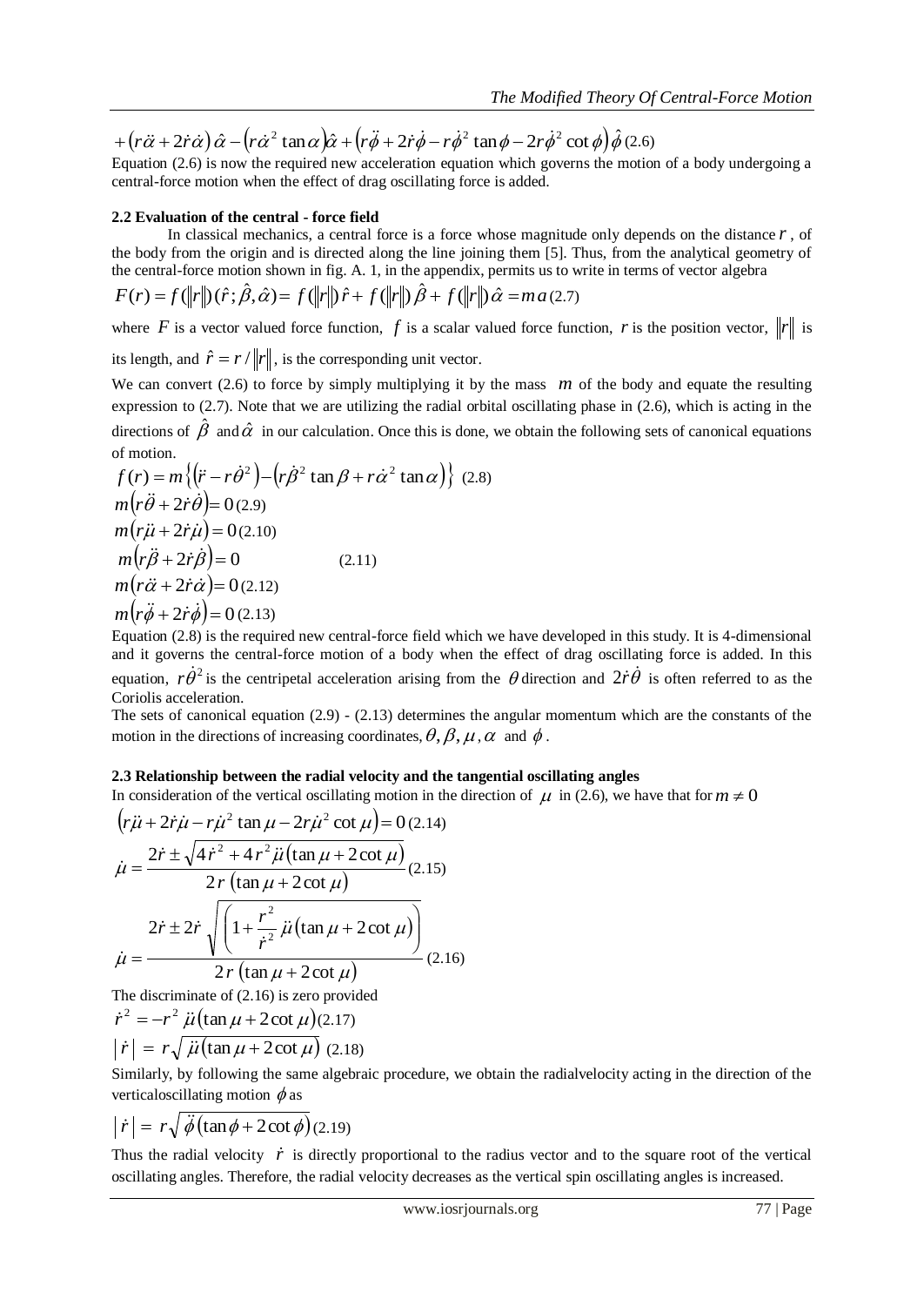$$+\left(r\ddot{\alpha}+2\dot{r}\dot{\alpha}\right)\hat{\alpha}-\left(r\dot{\alpha}^{2}\tan\alpha\right)\hat{\alpha}+\left(r\ddot{\phi}+2\dot{r}\dot{\phi}-r\dot{\phi}^{2}\tan\phi-2r\dot{\phi}^{2}\cot\phi\right)\hat{\phi} \quad (2.6)$$

Equation (2.6) is now the required new acceleration equation which governs the motion of a body undergoing a central-force motion when the effect of drag oscillating force is added.

### 2.2 Evaluation of the central - force field

In classical mechanics, a central force is a force whose magnitude only depends on the distance $r$, of the body from the origin and is directed along the line joining them [5]. Thus, from the analytical geometry of the central-force motion shown in fig. A. 1, in the appendix, permits us to write in terms of vector algebra

$$F(r)=f(\|r\|)(\hat{r};\hat{\beta},\hat{\alpha})=f(\|r\|)\hat{r}+f(\|r\|)\hat{\beta}+f(\|r\|)\hat{\alpha}=ma \quad (2.7)$$

where $F$ is a vector valued force function, $f$ is a scalar valued force function, $r$ is the position vector, $\|r\|$ is its length, and $\hat{r}=r/\|r\|$, is the corresponding unit vector.

We can convert (2.6) to force by simply multiplying it by the mass $m$ of the body and equate the resulting expression to (2.7). Note that we are utilizing the radial orbital oscillating phase in (2.6), which is acting in the directions of $\hat{\beta}$ and $\hat{\alpha}$ in our calculation. Once this is done, we obtain the following sets of canonical equations of motion.

$$f(r)=m\left\{\left(\ddot{r}-r\dot{\theta}^{2}\right)-\left(r\dot{\beta}^{2}\tan\beta+r\dot{\alpha}^{2}\tan\alpha\right)\right\} \quad (2.8)$$

$$m\left(r\ddot{\theta}+2\dot{r}\dot{\theta}\right)=0 \quad (2.9)$$

$$m\left(r\ddot{\mu}+2\dot{r}\dot{\mu}\right)=0 \quad (2.10)$$

$$m\left(r\ddot{\beta}+2\dot{r}\dot{\beta}\right)=0 \quad (2.11)$$

$$m\left(r\ddot{\alpha}+2\dot{r}\dot{\alpha}\right)=0 \quad (2.12)$$

$$m\left(r\ddot{\phi}+2\dot{r}\dot{\phi}\right)=0 \quad (2.13)$$

Equation (2.8) is the required new central-force field which we have developed in this study. It is 4-dimensional and it governs the central-force motion of a body when the effect of drag oscillating force is added. In this equation, $r\dot{\theta}^{2}$ is the centripetal acceleration arising from the $\theta$ direction and $2\dot{r}\dot{\theta}$ is often referred to as the Coriolis acceleration.

The sets of canonical equation (2.9) - (2.13) determines the angular momentum which are the constants of the motion in the directions of increasing coordinates, $\theta, \beta, \mu, \alpha$ and $\phi$.

### 2.3 Relationship between the radial velocity and the tangential oscillating angles

In consideration of the vertical oscillating motion in the direction of $\mu$ in (2.6), we have that for $m\neq 0$

$$\left(r\ddot{\mu}+2\dot{r}\dot{\mu}-r\dot{\mu}^{2}\tan\mu-2r\dot{\mu}^{2}\cot\mu\right)=0 \quad (2.14)$$

$$\dot{\mu}=\frac{2\dot{r}\pm\sqrt{4\dot{r}^{2}+4r^{2}\ddot{\mu}\left(\tan\mu+2\cot\mu\right)}}{2r\left(\tan\mu+2\cot\mu\right)} \quad (2.15)$$

$$\dot{\mu}=\frac{2\dot{r}\pm 2\dot{r}\sqrt{\left(1+\frac{r^{2}}{\dot{r}^{2}}\ddot{\mu}\left(\tan\mu+2\cot\mu\right)\right)}}{2r\left(\tan\mu+2\cot\mu\right)} \quad (2.16)$$

The discriminate of (2.16) is zero provided

$$\dot{r}^{2}=-r^{2}\ddot{\mu}\left(\tan\mu+2\cot\mu\right) \quad (2.17)$$

$$\left|\dot{r}\right|=r\sqrt{\ddot{\mu}\left(\tan\mu+2\cot\mu\right)} \quad (2.18)$$

Similarly, by following the same algebraic procedure, we obtain the radialvelocity acting in the direction of the verticaloscillating motion $\phi$ as

$$\left|\dot{r}\right|=r\sqrt{\ddot{\phi}\left(\tan\phi+2\cot\phi\right)} \quad (2.19)$$

Thus the radial velocity $\dot{r}$ is directly proportional to the radius vector and to the square root of the vertical oscillating angles. Therefore, the radial velocity decreases as the vertical spin oscillating angles is increased.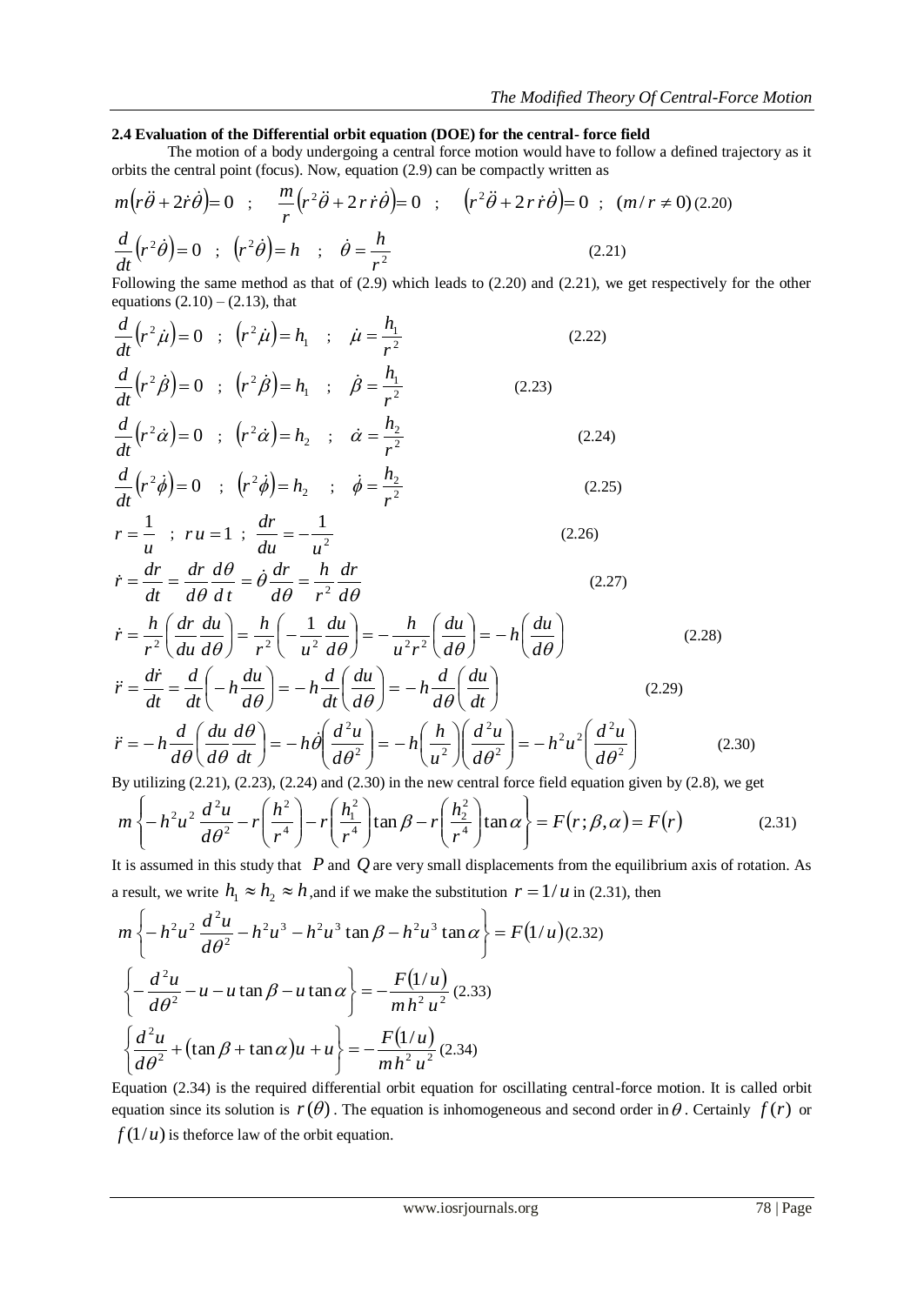### 2.4 Evaluation of the Differential orbit equation (DOE) for the central- force field

The motion of a body undergoing a central force motion would have to follow a defined trajectory as it orbits the central point (focus). Now, equation (2.9) can be compactly written as

$$m\left(r\ddot{\theta}+2\dot{r}\dot{\theta}\right)=0 \quad ; \quad \frac{m}{r}\left(r^2\ddot{\theta}+2r\dot{r}\dot{\theta}\right)=0 \quad ; \quad \left(r^2\ddot{\theta}+2r\dot{r}\dot{\theta}\right)=0 \quad ; \quad (m/r\neq 0) \tag{2.20}$$

$$\frac{d}{dt}\left(r^2\dot{\theta}\right)=0 \quad ; \quad \left(r^2\dot{\theta}\right)=h \quad ; \quad \dot{\theta}=\frac{h}{r^2} \tag{2.21}$$

Following the same method as that of (2.9) which leads to (2.20) and (2.21), we get respectively for the other equations (2.10) – (2.13), that

$$\frac{d}{dt}\left(r^2\dot{\mu}\right)=0 \quad ; \quad \left(r^2\dot{\mu}\right)=h_1 \quad ; \quad \dot{\mu}=\frac{h_1}{r^2} \tag{2.22}$$

$$\frac{d}{dt}\left(r^2\dot{\beta}\right)=0 \quad ; \quad \left(r^2\dot{\beta}\right)=h_1 \quad ; \quad \dot{\beta}=\frac{h_1}{r^2} \tag{2.23}$$

$$\frac{d}{dt}\left(r^2\dot{\alpha}\right)=0 \quad ; \quad \left(r^2\dot{\alpha}\right)=h_2 \quad ; \quad \dot{\alpha}=\frac{h_2}{r^2} \tag{2.24}$$

$$\frac{d}{dt}\left(r^2\dot{\phi}\right)=0 \quad ; \quad \left(r^2\dot{\phi}\right)=h_2 \quad ; \quad \dot{\phi}=\frac{h_2}{r^2} \tag{2.25}$$

$$r=\frac{1}{u} \quad ; \; ru=1 \; ; \; \frac{dr}{du}=-\frac{1}{u^2} \tag{2.26}$$

$$\dot{r}=\frac{dr}{dt}=\frac{dr}{d\theta}\frac{d\theta}{dt}=\dot{\theta}\frac{dr}{d\theta}=\frac{h}{r^2}\frac{dr}{d\theta} \tag{2.27}$$

$$\dot{r}=\frac{h}{r^2}\left(\frac{dr}{du}\frac{du}{d\theta}\right)=\frac{h}{r^2}\left(-\frac{1}{u^2}\frac{du}{d\theta}\right)=-\frac{h}{u^2r^2}\left(\frac{du}{d\theta}\right)=-h\left(\frac{du}{d\theta}\right) \tag{2.28}$$

$$\ddot{r}=\frac{d\dot{r}}{dt}=\frac{d}{dt}\left(-h\frac{du}{d\theta}\right)=-h\frac{d}{dt}\left(\frac{du}{d\theta}\right)=-h\frac{d}{d\theta}\left(\frac{du}{dt}\right) \tag{2.29}$$

$$\ddot{r}=-h\frac{d}{d\theta}\left(\frac{du}{d\theta}\frac{d\theta}{dt}\right)=-h\dot{\theta}\left(\frac{d^2u}{d\theta^2}\right)=-h\left(\frac{h}{u^2}\right)\left(\frac{d^2u}{d\theta^2}\right)=-h^2u^2\left(\frac{d^2u}{d\theta^2}\right) \tag{2.30}$$

By utilizing (2.21), (2.23), (2.24) and (2.30) in the new central force field equation given by (2.8), we get

$$m\left\{-h^2u^2\frac{d^2u}{d\theta^2}-r\left(\frac{h^2}{r^4}\right)-r\left(\frac{h_1^2}{r^4}\right)\tan\beta-r\left(\frac{h_2^2}{r^4}\right)\tan\alpha\right\}=F(r;\beta,\alpha)=F(r) \tag{2.31}$$

It is assumed in this study that $P$ and $Q$ are very small displacements from the equilibrium axis of rotation. As a result, we write $h_1 \approx h_2 \approx h$, and if we make the substitution $r = 1/u$ in (2.31), then

$$m\left\{-h^2u^2\frac{d^2u}{d\theta^2}-h^2u^3-h^2u^3\tan\beta-h^2u^3\tan\alpha\right\}=F(1/u) \tag{2.32}$$

$$\left\{-\frac{d^2u}{d\theta^2}-u-u\tan\beta-u\tan\alpha\right\}=-\frac{F(1/u)}{mh^2u^2} \tag{2.33}$$

$$\left\{\frac{d^2u}{d\theta^2}+(\tan\beta+\tan\alpha)u+u\right\}=-\frac{F(1/u)}{mh^2u^2} \tag{2.34}$$

Equation (2.34) is the required differential orbit equation for oscillating central-force motion. It is called orbit equation since its solution is $r(\theta)$. The equation is inhomogeneous and second order in $\theta$. Certainly $f(r)$ or $f(1/u)$ is theforce law of the orbit equation.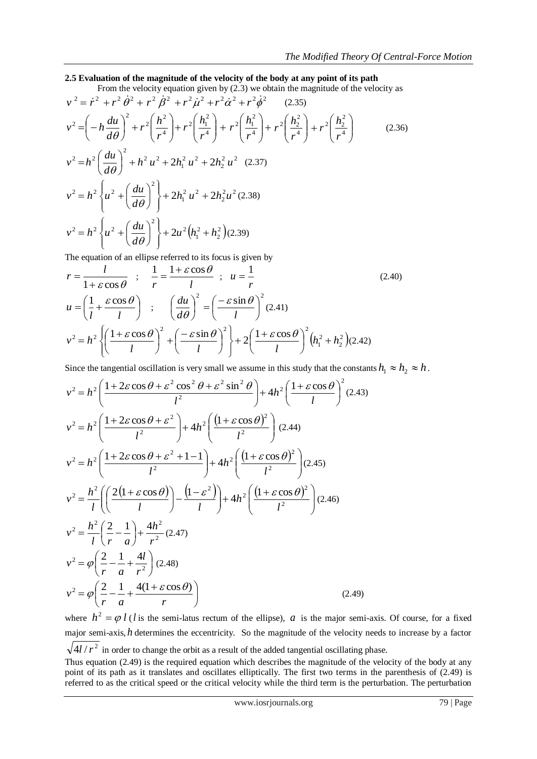### 2.5 Evaluation of the magnitude of the velocity of the body at any point of its path

From the velocity equation given by (2.3) we obtain the magnitude of the velocity as

$$v^2 = \dot{r}^2 + r^2\dot{\theta}^2 + r^2\dot{\beta}^2 + r^2\dot{\mu}^2 + r^2\dot{\alpha}^2 + r^2\dot{\phi}^2 \quad (2.35)$$

$$v^2 = \left(-h\frac{du}{d\theta}\right)^2 + r^2\left(\frac{h^2}{r^4}\right) + r^2\left(\frac{h_1^2}{r^4}\right) + r^2\left(\frac{h_1^2}{r^4}\right) + r^2\left(\frac{h_2^2}{r^4}\right) + r^2\left(\frac{h_2^2}{r^4}\right) \quad (2.36)$$

$$v^2 = h^2\left(\frac{du}{d\theta}\right)^2 + h^2u^2 + 2h_1^2u^2 + 2h_2^2u^2 \quad (2.37)$$

$$v^2 = h^2\left\{u^2 + \left(\frac{du}{d\theta}\right)^2\right\} + 2h_1^2u^2 + 2h_2^2u^2 \quad (2.38)$$

$$v^2 = h^2\left\{u^2 + \left(\frac{du}{d\theta}\right)^2\right\} + 2u^2\left(h_1^2 + h_2^2\right) \quad (2.39)$$

The equation of an ellipse referred to its focus is given by

$$r = \frac{l}{1+\varepsilon\cos\theta} \quad ; \quad \frac{1}{r} = \frac{1+\varepsilon\cos\theta}{l} \quad ; \quad u = \frac{1}{r} \quad (2.40)$$

$$u = \left(\frac{1}{l} + \frac{\varepsilon\cos\theta}{l}\right) \quad ; \quad \left(\frac{du}{d\theta}\right)^2 = \left(\frac{-\varepsilon\sin\theta}{l}\right)^2 \quad (2.41)$$

$$v^2 = h^2\left\{\left(\frac{1+\varepsilon\cos\theta}{l}\right)^2 + \left(\frac{-\varepsilon\sin\theta}{l}\right)^2\right\} + 2\left(\frac{1+\varepsilon\cos\theta}{l}\right)^2\left(h_1^2 + h_2^2\right) \quad (2.42)$$

Since the tangential oscillation is very small we assume in this study that the constants $h_1 \approx h_2 \approx h$.

$$v^2 = h^2\left(\frac{1+2\varepsilon\cos\theta + \varepsilon^2\cos^2\theta + \varepsilon^2\sin^2\theta}{l^2}\right) + 4h^2\left(\frac{1+\varepsilon\cos\theta}{l}\right)^2 \quad (2.43)$$

$$v^2 = h^2\left(\frac{1+2\varepsilon\cos\theta + \varepsilon^2}{l^2}\right) + 4h^2\left(\frac{(1+\varepsilon\cos\theta)^2}{l^2}\right) \quad (2.44)$$

$$v^2 = h^2\left(\frac{1+2\varepsilon\cos\theta + \varepsilon^2 + 1 - 1}{l^2}\right) + 4h^2\left(\frac{(1+\varepsilon\cos\theta)^2}{l^2}\right) \quad (2.45)$$

$$v^2 = \frac{h^2}{l}\left(\left(\frac{2(1+\varepsilon\cos\theta)}{l}\right) - \frac{(1-\varepsilon^2)}{l}\right) + 4h^2\left(\frac{(1+\varepsilon\cos\theta)^2}{l^2}\right) \quad (2.46)$$

$$v^2 = \frac{h^2}{l}\left(\frac{2}{r} - \frac{1}{a}\right) + \frac{4h^2}{r^2} \quad (2.47)$$

$$v^2 = \varphi\left(\frac{2}{r} - \frac{1}{a} + \frac{4l}{r^2}\right) \quad (2.48)$$

$$v^2 = \varphi\left(\frac{2}{r} - \frac{1}{a} + \frac{4(1+\varepsilon\cos\theta)}{r}\right) \quad (2.49)$$

where $h^2 = \varphi\, l$ ($l$ is the semi-latus rectum of the ellipse), $a$ is the major semi-axis. Of course, for a fixed major semi-axis, $h$ determines the eccentricity. So the magnitude of the velocity needs to increase by a factor $\sqrt{4l/r^2}$ in order to change the orbit as a result of the added tangential oscillating phase.

Thus equation (2.49) is the required equation which describes the magnitude of the velocity of the body at any point of its path as it translates and oscillates elliptically. The first two terms in the parenthesis of (2.49) is referred to as the critical speed or the critical velocity while the third term is the perturbation. The perturbation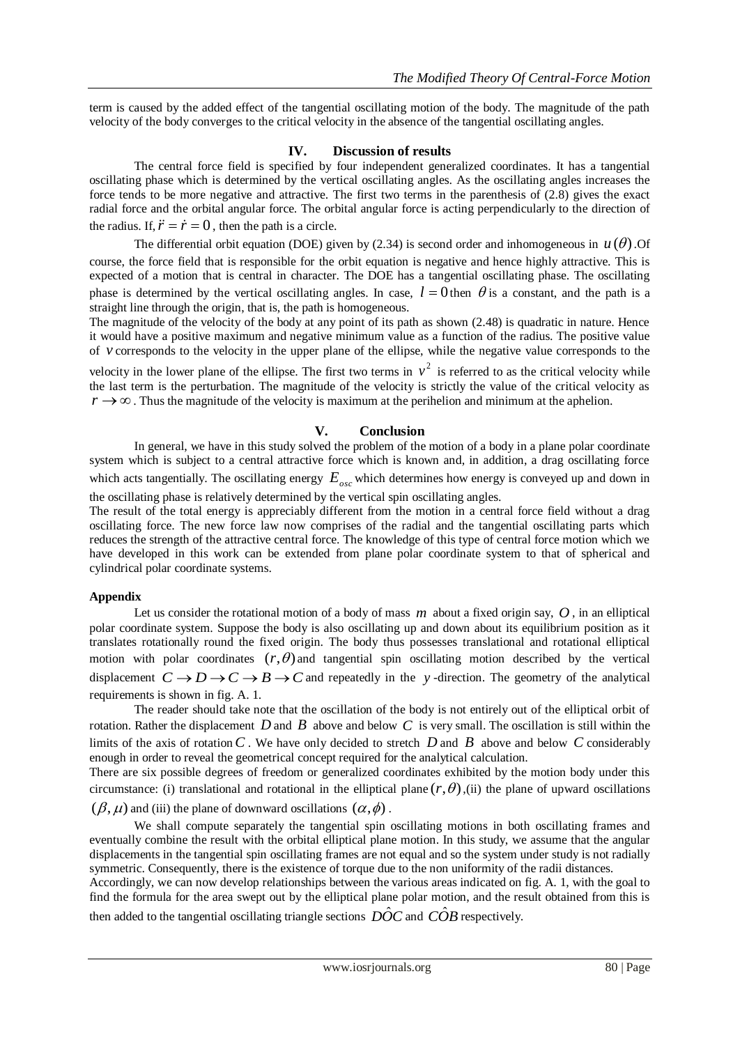term is caused by the added effect of the tangential oscillating motion of the body. The magnitude of the path velocity of the body converges to the critical velocity in the absence of the tangential oscillating angles.

## IV. Discussion of results

The central force field is specified by four independent generalized coordinates. It has a tangential oscillating phase which is determined by the vertical oscillating angles. As the oscillating angles increases the force tends to be more negative and attractive. The first two terms in the parenthesis of (2.8) gives the exact radial force and the orbital angular force. The orbital angular force is acting perpendicularly to the direction of the radius. If, $\ddot{r} = \dot{r} = 0$, then the path is a circle.

The differential orbit equation (DOE) given by (2.34) is second order and inhomogeneous in $u(\theta)$.Of course, the force field that is responsible for the orbit equation is negative and hence highly attractive. This is expected of a motion that is central in character. The DOE has a tangential oscillating phase. The oscillating phase is determined by the vertical oscillating angles. In case, $l = 0$ then $\theta$ is a constant, and the path is a straight line through the origin, that is, the path is homogeneous.

The magnitude of the velocity of the body at any point of its path as shown (2.48) is quadratic in nature. Hence it would have a positive maximum and negative minimum value as a function of the radius. The positive value of $v$ corresponds to the velocity in the upper plane of the ellipse, while the negative value corresponds to the velocity in the lower plane of the ellipse. The first two terms in $v^2$ is referred to as the critical velocity while the last term is the perturbation. The magnitude of the velocity is strictly the value of the critical velocity as $r \to \infty$. Thus the magnitude of the velocity is maximum at the perihelion and minimum at the aphelion.

## V. Conclusion

In general, we have in this study solved the problem of the motion of a body in a plane polar coordinate system which is subject to a central attractive force which is known and, in addition, a drag oscillating force which acts tangentially. The oscillating energy $E_{osc}$ which determines how energy is conveyed up and down in the oscillating phase is relatively determined by the vertical spin oscillating angles.

The result of the total energy is appreciably different from the motion in a central force field without a drag oscillating force. The new force law now comprises of the radial and the tangential oscillating parts which reduces the strength of the attractive central force. The knowledge of this type of central force motion which we have developed in this work can be extended from plane polar coordinate system to that of spherical and cylindrical polar coordinate systems.

### Appendix

Let us consider the rotational motion of a body of mass $m$ about a fixed origin say, $O$, in an elliptical polar coordinate system. Suppose the body is also oscillating up and down about its equilibrium position as it translates rotationally round the fixed origin. The body thus possesses translational and rotational elliptical motion with polar coordinates $(r, \theta)$ and tangential spin oscillating motion described by the vertical displacement $C \to D \to C \to B \to C$ and repeatedly in the $y$-direction. The geometry of the analytical requirements is shown in fig. A. 1.

The reader should take note that the oscillation of the body is not entirely out of the elliptical orbit of rotation. Rather the displacement $D$ and $B$ above and below $C$ is very small. The oscillation is still within the limits of the axis of rotation $C$. We have only decided to stretch $D$ and $B$ above and below $C$ considerably enough in order to reveal the geometrical concept required for the analytical calculation.

There are six possible degrees of freedom or generalized coordinates exhibited by the motion body under this circumstance: (i) translational and rotational in the elliptical plane $(r, \theta)$,(ii) the plane of upward oscillations $(\beta, \mu)$ and (iii) the plane of downward oscillations $(\alpha, \phi)$.

We shall compute separately the tangential spin oscillating motions in both oscillating frames and eventually combine the result with the orbital elliptical plane motion. In this study, we assume that the angular displacements in the tangential spin oscillating frames are not equal and so the system under study is not radially symmetric. Consequently, there is the existence of torque due to the non uniformity of the radii distances.

Accordingly, we can now develop relationships between the various areas indicated on fig. A. 1, with the goal to find the formula for the area swept out by the elliptical plane polar motion, and the result obtained from this is then added to the tangential oscillating triangle sections $D\hat{O}C$ and $C\hat{O}B$ respectively.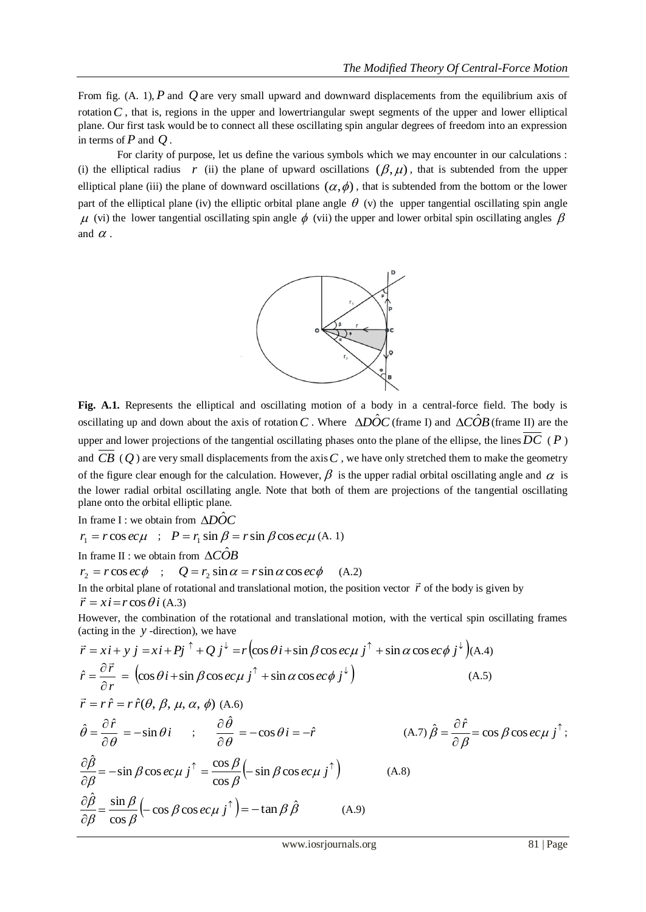From fig. (A. 1), $P$ and $Q$ are very small upward and downward displacements from the equilibrium axis of rotation $C$, that is, regions in the upper and lowertriangular swept segments of the upper and lower elliptical plane. Our first task would be to connect all these oscillating spin angular degrees of freedom into an expression in terms of $P$ and $Q$.

For clarity of purpose, let us define the various symbols which we may encounter in our calculations : (i) the elliptical radius $r$ (ii) the plane of upward oscillations $(\beta, \mu)$, that is subtended from the upper elliptical plane (iii) the plane of downward oscillations $(\alpha, \phi)$, that is subtended from the bottom or the lower part of the elliptical plane (iv) the elliptic orbital plane angle $\theta$ (v) the upper tangential oscillating spin angle $\mu$ (vi) the lower tangential oscillating spin angle $\phi$ (vii) the upper and lower orbital spin oscillating angles $\beta$ and $\alpha$.

**Fig. A.1.** Represents the elliptical and oscillating motion of a body in a central-force field. The body is oscillating up and down about the axis of rotation $C$. Where $\Delta D\hat{O}C$ (frame I) and $\Delta C\hat{O}B$ (frame II) are the upper and lower projections of the tangential oscillating phases onto the plane of the ellipse, the lines $\overline{DC}$ ($P$) and $\overline{CB}$ ($Q$) are very small displacements from the axis $C$, we have only stretched them to make the geometry of the figure clear enough for the calculation. However, $\beta$ is the upper radial orbital oscillating angle and $\alpha$ is the lower radial orbital oscillating angle. Note that both of them are projections of the tangential oscillating plane onto the orbital elliptic plane.

In frame I : we obtain from $\Delta D\hat{O}C$

$$r_1 = r\,\mathrm{cosec}\,\mu \quad ; \quad P = r_1 \sin\beta = r\sin\beta\,\mathrm{cosec}\,\mu \quad \text{(A. 1)}$$

In frame II : we obtain from $\Delta C\hat{O}B$

$$r_2 = r\,\mathrm{cosec}\,\phi \quad ; \quad Q = r_2 \sin\alpha = r\sin\alpha\,\mathrm{cosec}\,\phi \quad \text{(A.2)}$$

In the orbital plane of rotational and translational motion, the position vector $\vec{r}$ of the body is given by

$$\vec{r} = x\,i = r\cos\theta\, i \quad \text{(A.3)}$$

However, the combination of the rotational and translational motion, with the vertical spin oscillating frames (acting in the $y$-direction), we have

$$\vec{r} = x\,i + y\,j = x\,i + P j^{\uparrow} + Q\, j^{\downarrow} = r\left(\cos\theta\, i + \sin\beta\,\mathrm{cosec}\,\mu\, j^{\uparrow} + \sin\alpha\,\mathrm{cosec}\,\phi\, j^{\downarrow}\right) \quad \text{(A.4)}$$

$$\hat{r} = \frac{\partial \vec{r}}{\partial r} = \left(\cos\theta\, i + \sin\beta\,\mathrm{cosec}\,\mu\, j^{\uparrow} + \sin\alpha\,\mathrm{cosec}\,\phi\, j^{\downarrow}\right) \quad \text{(A.5)}$$

$$\vec{r} = r\,\hat{r} = r\,\hat{r}(\theta, \beta, \mu, \alpha, \phi) \quad \text{(A.6)}$$

$$\hat{\theta} = \frac{\partial \hat{r}}{\partial \theta} = -\sin\theta\, i \quad ; \quad \frac{\partial \hat{\theta}}{\partial \theta} = -\cos\theta\, i = -\hat{r} \quad \text{(A.7)} \quad \hat{\beta} = \frac{\partial \hat{r}}{\partial \beta} = \cos\beta\,\mathrm{cosec}\,\mu\, j^{\uparrow};$$

$$\frac{\partial \hat{\beta}}{\partial \beta} = -\sin\beta\,\mathrm{cosec}\,\mu\, j^{\uparrow} = \frac{\cos\beta}{\cos\beta}\left(-\sin\beta\,\mathrm{cosec}\,\mu\, j^{\uparrow}\right) \quad \text{(A.8)}$$

$$\frac{\partial \hat{\beta}}{\partial \beta} = \frac{\sin\beta}{\cos\beta}\left(-\cos\beta\,\mathrm{cosec}\,\mu\, j^{\uparrow}\right) = -\tan\beta\,\hat{\beta} \quad \text{(A.9)}$$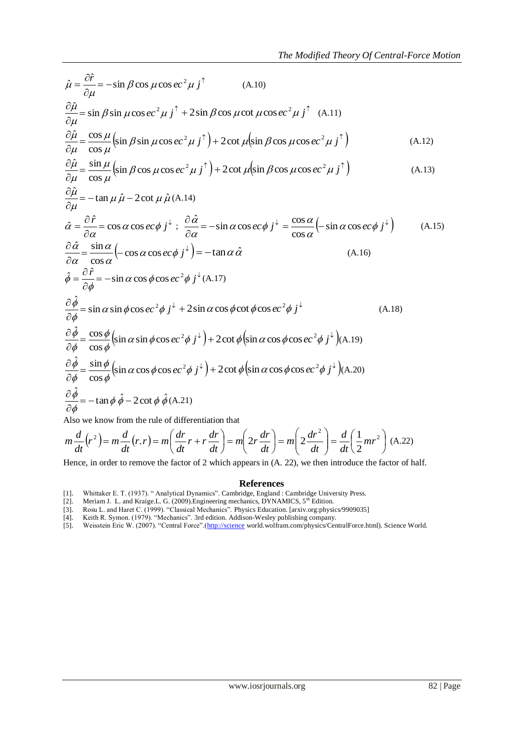$$\hat{\mu} = \frac{\partial \hat{r}}{\partial \mu} = -\sin\beta \cos\mu \cos ec^2 \mu \, j^{\uparrow} \quad \text{(A.10)}$$

$$\frac{\partial \hat{\mu}}{\partial \mu} = \sin\beta \sin\mu \cos ec^2 \mu \, j^{\uparrow} + 2\sin\beta \cos\mu \cot\mu \cos ec^2 \mu \, j^{\uparrow} \quad \text{(A.11)}$$

$$\frac{\partial \hat{\mu}}{\partial \mu} = \frac{\cos\mu}{\cos\mu}\left(\sin\beta \sin\mu \cos ec^2 \mu \, j^{\uparrow}\right) + 2\cot\mu\left(\sin\beta \cos\mu \cos ec^2 \mu \, j^{\uparrow}\right) \quad \text{(A.12)}$$

$$\frac{\partial \hat{\mu}}{\partial \mu} = \frac{\sin\mu}{\cos\mu}\left(\sin\beta \cos\mu \cos ec^2 \mu \, j^{\uparrow}\right) + 2\cot\mu\left(\sin\beta \cos\mu \cos ec^2 \mu \, j^{\uparrow}\right) \quad \text{(A.13)}$$

$$\frac{\partial \hat{\mu}}{\partial \mu} = -\tan\mu \, \hat{\mu} - 2\cot\mu \, \hat{\mu} \quad \text{(A.14)}$$

$$\hat{\alpha} = \frac{\partial \hat{r}}{\partial \alpha} = \cos\alpha \cos ec\phi \, j^{\downarrow} \; ; \; \frac{\partial \hat{\alpha}}{\partial \alpha} = -\sin\alpha \cos ec\phi \, j^{\downarrow} = \frac{\cos\alpha}{\cos\alpha}\left(-\sin\alpha \cos ec\phi \, j^{\downarrow}\right) \quad \text{(A.15)}$$

$$\frac{\partial \hat{\alpha}}{\partial \alpha} = \frac{\sin\alpha}{\cos\alpha}\left(-\cos\alpha \cos ec\phi \, j^{\downarrow}\right) = -\tan\alpha \, \hat{\alpha} \quad \text{(A.16)}$$

$$\hat{\phi} = \frac{\partial \hat{r}}{\partial \phi} = -\sin\alpha \cos\phi \cos ec^2 \phi \, j^{\downarrow} \quad \text{(A.17)}$$

$$\frac{\partial \hat{\phi}}{\partial \phi} = \sin\alpha \sin\phi \cos ec^2 \phi \, j^{\downarrow} + 2\sin\alpha \cos\phi \cot\phi \cos ec^2 \phi \, j^{\downarrow} \quad \text{(A.18)}$$

$$\frac{\partial \hat{\phi}}{\partial \phi} = \frac{\cos\phi}{\cos\phi}\left(\sin\alpha \sin\phi \cos ec^2 \phi \, j^{\downarrow}\right) + 2\cot\phi\left(\sin\alpha \cos\phi \cos ec^2 \phi \, j^{\downarrow}\right) \quad \text{(A.19)}$$

$$\frac{\partial \hat{\phi}}{\partial \phi} = \frac{\sin\phi}{\cos\phi}\left(\sin\alpha \cos\phi \cos ec^2 \phi \, j^{\downarrow}\right) + 2\cot\phi\left(\sin\alpha \cos\phi \cos ec^2 \phi \, j^{\downarrow}\right) \quad \text{(A.20)}$$

$$\frac{\partial \hat{\phi}}{\partial \phi} = -\tan\phi \, \hat{\phi} - 2\cot\phi \, \hat{\phi} \quad \text{(A.21)}$$

Also we know from the rule of differentiation that

$$m\frac{d}{dt}\left(r^2\right) = m\frac{d}{dt}(r.r) = m\left(\frac{dr}{dt}r + r\frac{dr}{dt}\right) = m\left(2r\frac{dr}{dt}\right) = m\left(2\frac{dr^2}{dt}\right) = \frac{d}{dt}\left(\frac{1}{2}mr^2\right) \quad \text{(A.22)}$$

Hence, in order to remove the factor of 2 which appears in (A. 22), we then introduce the factor of half.

## References

[1]. Whittaker E. T. (1937). " Analytical Dynamics". Cambridge, England : Cambridge University Press.
[2]. Meriam J. L. and Kraige.L. G. (2009).Engineering mechanics, DYNAMICS, 5th Edition.
[3]. Rosu L. and Haret C. (1999). "Classical Mechanics". Physics Education. [arxiv.org:physics/9909035]
[4]. Keith R. Symon. (1979). "Mechanics". 3rd edition. Addison-Wesley publishing company.
[5]. Weisstein Eric W. (2007). "Central Force".(http://science world.wolfram.com/physics/CentralForce.html). Science World.